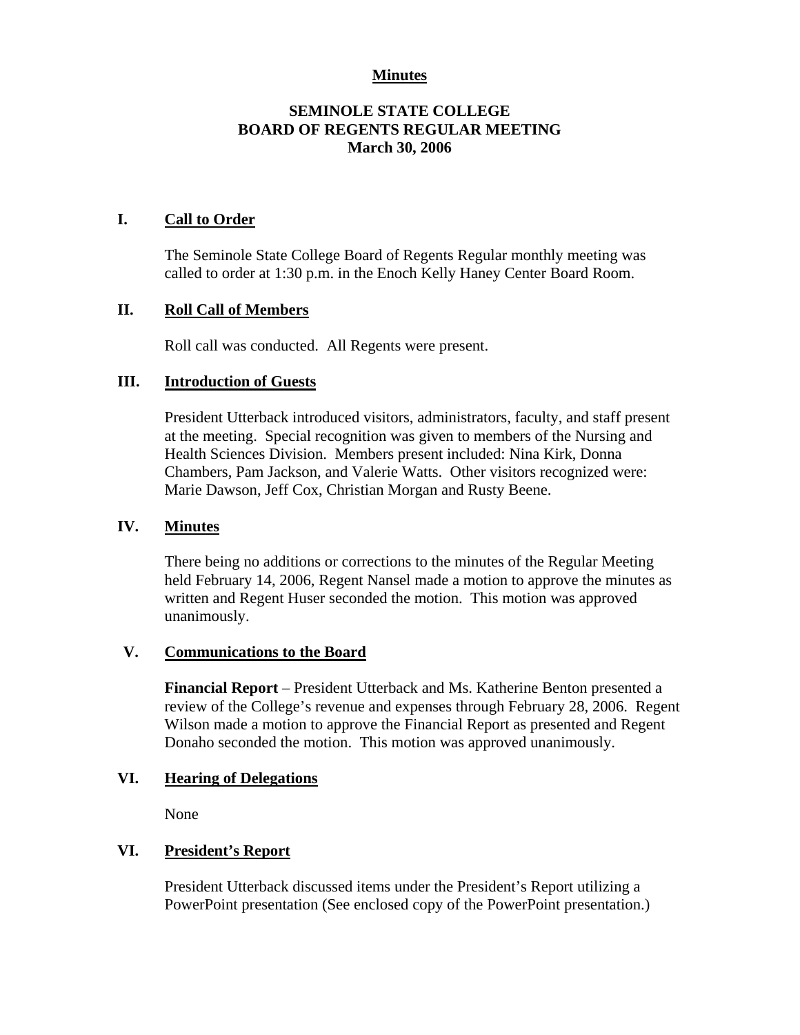**Minutes**

# SEMINOLE STATE COLLEGE
# BOARD OF REGENTS REGULAR MEETING
# March 30, 2006

## I. Call to Order

The Seminole State College Board of Regents Regular monthly meeting was called to order at 1:30 p.m. in the Enoch Kelly Haney Center Board Room.

## II. Roll Call of Members

Roll call was conducted. All Regents were present.

## III. Introduction of Guests

President Utterback introduced visitors, administrators, faculty, and staff present at the meeting. Special recognition was given to members of the Nursing and Health Sciences Division. Members present included: Nina Kirk, Donna Chambers, Pam Jackson, and Valerie Watts. Other visitors recognized were: Marie Dawson, Jeff Cox, Christian Morgan and Rusty Beene.

## IV. Minutes

There being no additions or corrections to the minutes of the Regular Meeting held February 14, 2006, Regent Nansel made a motion to approve the minutes as written and Regent Huser seconded the motion. This motion was approved unanimously.

## V. Communications to the Board

**Financial Report** – President Utterback and Ms. Katherine Benton presented a review of the College's revenue and expenses through February 28, 2006. Regent Wilson made a motion to approve the Financial Report as presented and Regent Donaho seconded the motion. This motion was approved unanimously.

## VI. Hearing of Delegations

None

## VI. President's Report

President Utterback discussed items under the President's Report utilizing a PowerPoint presentation (See enclosed copy of the PowerPoint presentation.)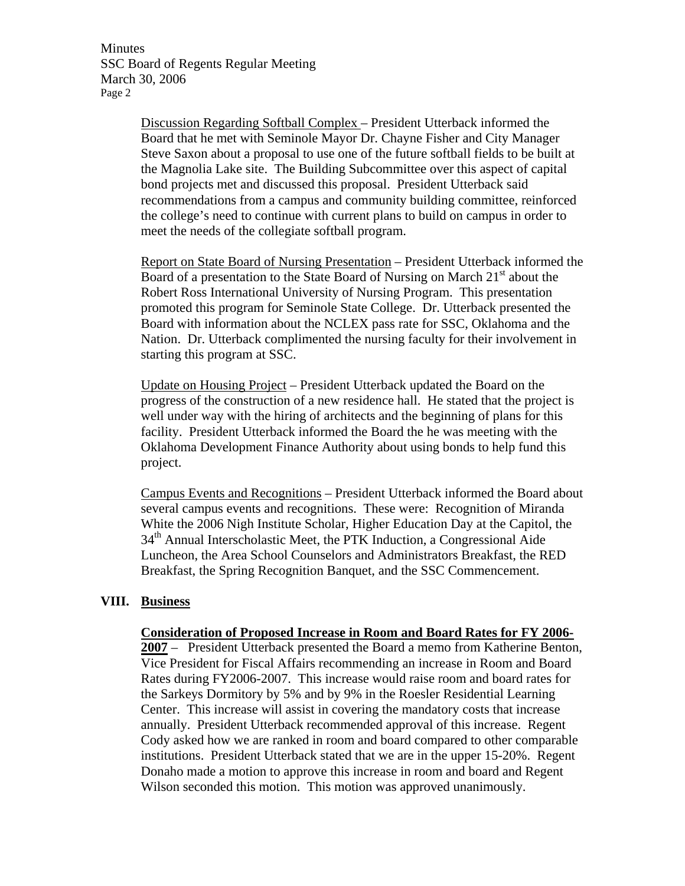Discussion Regarding Softball Complex – President Utterback informed the Board that he met with Seminole Mayor Dr. Chayne Fisher and City Manager Steve Saxon about a proposal to use one of the future softball fields to be built at the Magnolia Lake site. The Building Subcommittee over this aspect of capital bond projects met and discussed this proposal. President Utterback said recommendations from a campus and community building committee, reinforced the college's need to continue with current plans to build on campus in order to meet the needs of the collegiate softball program.

Report on State Board of Nursing Presentation – President Utterback informed the Board of a presentation to the State Board of Nursing on March 21st about the Robert Ross International University of Nursing Program. This presentation promoted this program for Seminole State College. Dr. Utterback presented the Board with information about the NCLEX pass rate for SSC, Oklahoma and the Nation. Dr. Utterback complimented the nursing faculty for their involvement in starting this program at SSC.

Update on Housing Project – President Utterback updated the Board on the progress of the construction of a new residence hall. He stated that the project is well under way with the hiring of architects and the beginning of plans for this facility. President Utterback informed the Board the he was meeting with the Oklahoma Development Finance Authority about using bonds to help fund this project.

Campus Events and Recognitions – President Utterback informed the Board about several campus events and recognitions. These were: Recognition of Miranda White the 2006 Nigh Institute Scholar, Higher Education Day at the Capitol, the 34th Annual Interscholastic Meet, the PTK Induction, a Congressional Aide Luncheon, the Area School Counselors and Administrators Breakfast, the RED Breakfast, the Spring Recognition Banquet, and the SSC Commencement.

## VIII. Business

**Consideration of Proposed Increase in Room and Board Rates for FY 2006-2007** – President Utterback presented the Board a memo from Katherine Benton, Vice President for Fiscal Affairs recommending an increase in Room and Board Rates during FY2006-2007. This increase would raise room and board rates for the Sarkeys Dormitory by 5% and by 9% in the Roesler Residential Learning Center. This increase will assist in covering the mandatory costs that increase annually. President Utterback recommended approval of this increase. Regent Cody asked how we are ranked in room and board compared to other comparable institutions. President Utterback stated that we are in the upper 15-20%. Regent Donaho made a motion to approve this increase in room and board and Regent Wilson seconded this motion. This motion was approved unanimously.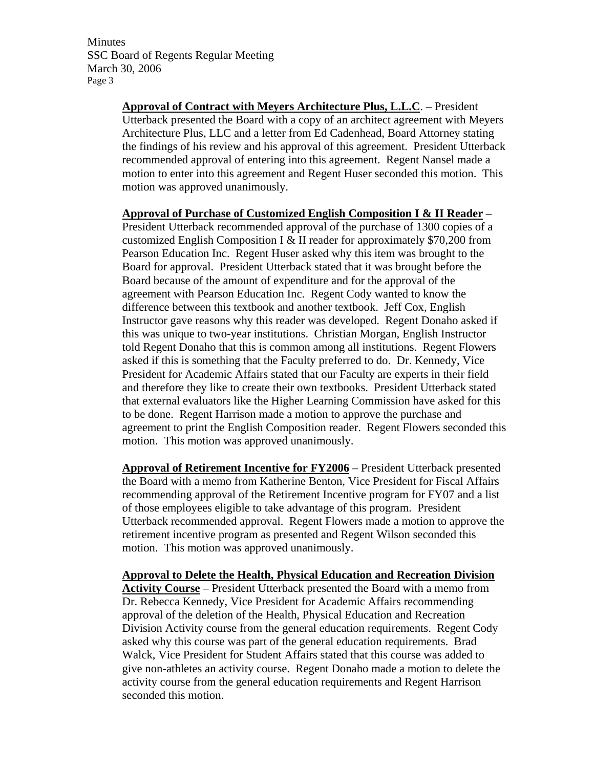**Approval of Contract with Meyers Architecture Plus, L.L.C**. – President Utterback presented the Board with a copy of an architect agreement with Meyers Architecture Plus, LLC and a letter from Ed Cadenhead, Board Attorney stating the findings of his review and his approval of this agreement. President Utterback recommended approval of entering into this agreement. Regent Nansel made a motion to enter into this agreement and Regent Huser seconded this motion. This motion was approved unanimously.

**Approval of Purchase of Customized English Composition I & II Reader** – President Utterback recommended approval of the purchase of 1300 copies of a customized English Composition I & II reader for approximately $70,200 from Pearson Education Inc. Regent Huser asked why this item was brought to the Board for approval. President Utterback stated that it was brought before the Board because of the amount of expenditure and for the approval of the agreement with Pearson Education Inc. Regent Cody wanted to know the difference between this textbook and another textbook. Jeff Cox, English Instructor gave reasons why this reader was developed. Regent Donaho asked if this was unique to two-year institutions. Christian Morgan, English Instructor told Regent Donaho that this is common among all institutions. Regent Flowers asked if this is something that the Faculty preferred to do. Dr. Kennedy, Vice President for Academic Affairs stated that our Faculty are experts in their field and therefore they like to create their own textbooks. President Utterback stated that external evaluators like the Higher Learning Commission have asked for this to be done. Regent Harrison made a motion to approve the purchase and agreement to print the English Composition reader. Regent Flowers seconded this motion. This motion was approved unanimously.

**Approval of Retirement Incentive for FY2006** – President Utterback presented the Board with a memo from Katherine Benton, Vice President for Fiscal Affairs recommending approval of the Retirement Incentive program for FY07 and a list of those employees eligible to take advantage of this program. President Utterback recommended approval. Regent Flowers made a motion to approve the retirement incentive program as presented and Regent Wilson seconded this motion. This motion was approved unanimously.

**Approval to Delete the Health, Physical Education and Recreation Division Activity Course** – President Utterback presented the Board with a memo from Dr. Rebecca Kennedy, Vice President for Academic Affairs recommending approval of the deletion of the Health, Physical Education and Recreation Division Activity course from the general education requirements. Regent Cody asked why this course was part of the general education requirements. Brad Walck, Vice President for Student Affairs stated that this course was added to give non-athletes an activity course. Regent Donaho made a motion to delete the activity course from the general education requirements and Regent Harrison seconded this motion.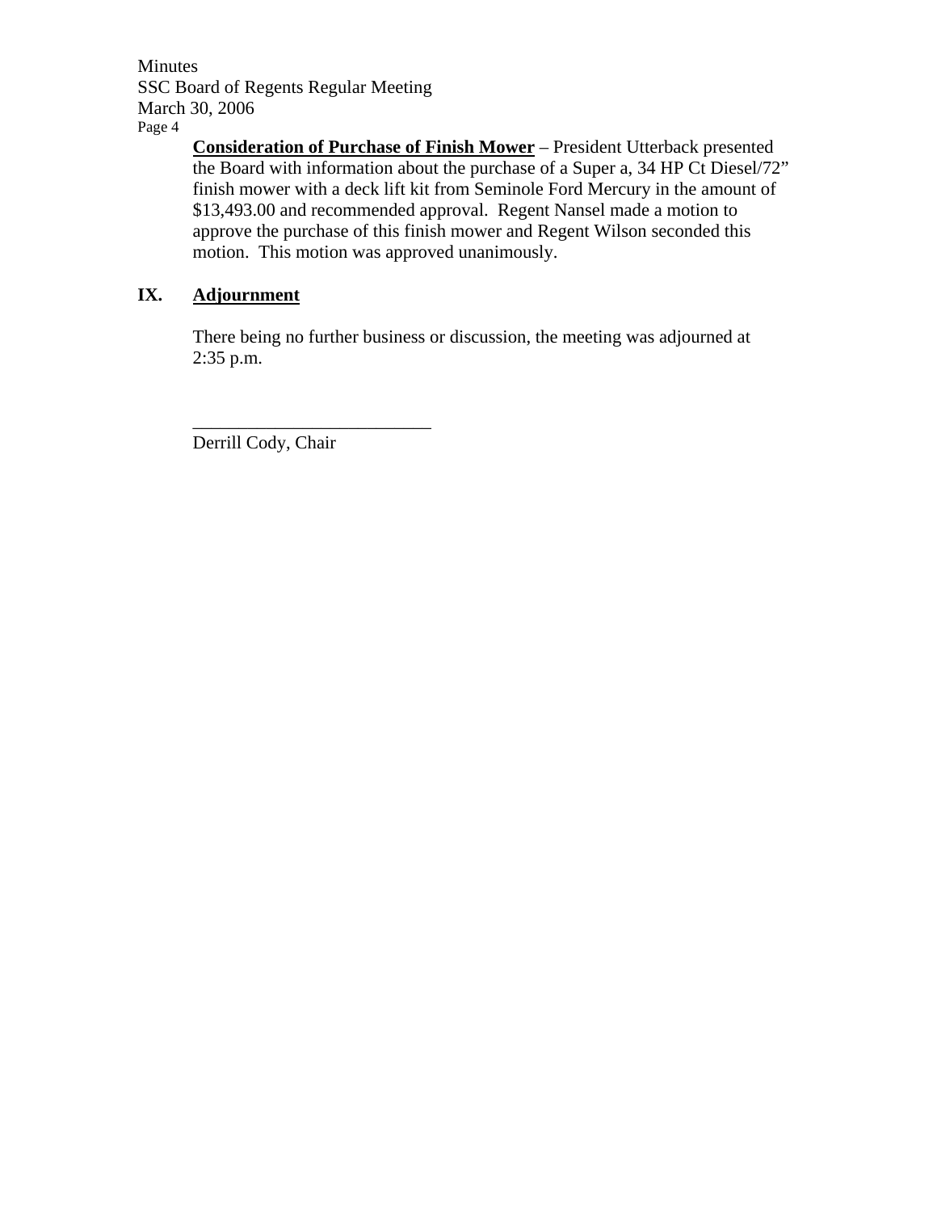**Consideration of Purchase of Finish Mower** – President Utterback presented the Board with information about the purchase of a Super a, 34 HP Ct Diesel/72" finish mower with a deck lift kit from Seminole Ford Mercury in the amount of $13,493.00 and recommended approval. Regent Nansel made a motion to approve the purchase of this finish mower and Regent Wilson seconded this motion. This motion was approved unanimously.

## IX. Adjournment

There being no further business or discussion, the meeting was adjourned at 2:35 p.m.

__________________________
Derrill Cody, Chair